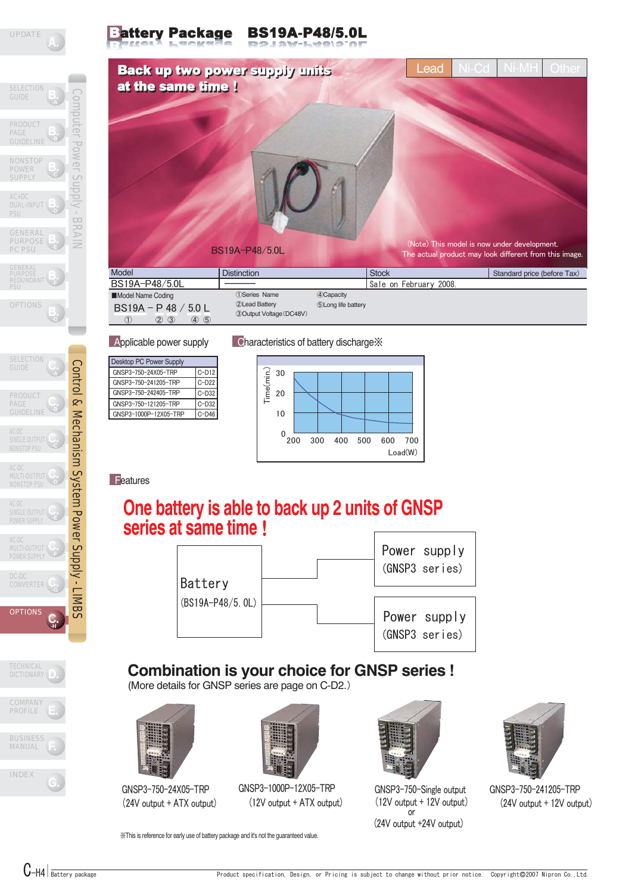# Battery Package BS19A-P48/5.0L

**Back up two power supply units at the same time !**

Lead | Ni-Cd | Ni-MH | Other

BS19A−P48/5.0L

(Note) This model is now under development.
The actual product may look different from this image.

| Model | Distinction | Stock | Standard price (before Tax) |
|---|---|---|---|
| BS19A−P48/5.0L | ― | Sale on February 2008. | |

■Model Name Coding

BS19A − P 48 / 5.0 L
① ② ③ ④ ⑤

①Series Name
②Lead Battery
③Output Voltage (DC48V)
④Capacity
⑤Long life battery

## Applicable power supply

| Desktop PC Power Supply | |
|---|---|
| GNSP3-750-24X05-TRP | C-D12 |
| GNSP3-750-241205-TRP | C-D22 |
| GNSP3-750-242405-TRP | C-D32 |
| GNSP3-750-121205-TRP | C-D32 |
| GNSP3-1000P-12X05-TRP | C-D46 |

## Characteristics of battery discharge※

Time(min.): 0, 10, 20, 30
Load(W): 200, 300, 400, 500, 600, 700

## Features

**One battery is able to back up 2 units of GNSP series at same time !**

Battery (BS19A-P48/5.0L) → Power supply (GNSP3 series), Power supply (GNSP3 series)

## Combination is your choice for GNSP series !

(More details for GNSP series are page on C-D2.)

GNSP3-750-24X05-TRP (24V output + ATX output)

GNSP3-1000P-12X05-TRP (12V output + ATX output)

GNSP3-750-Single output (12V output + 12V output) or (24V output +24V output)

GNSP3-750-241205-TRP (24V output + 12V output)

※This is reference for early use of battery package and it's not the guaranteed value.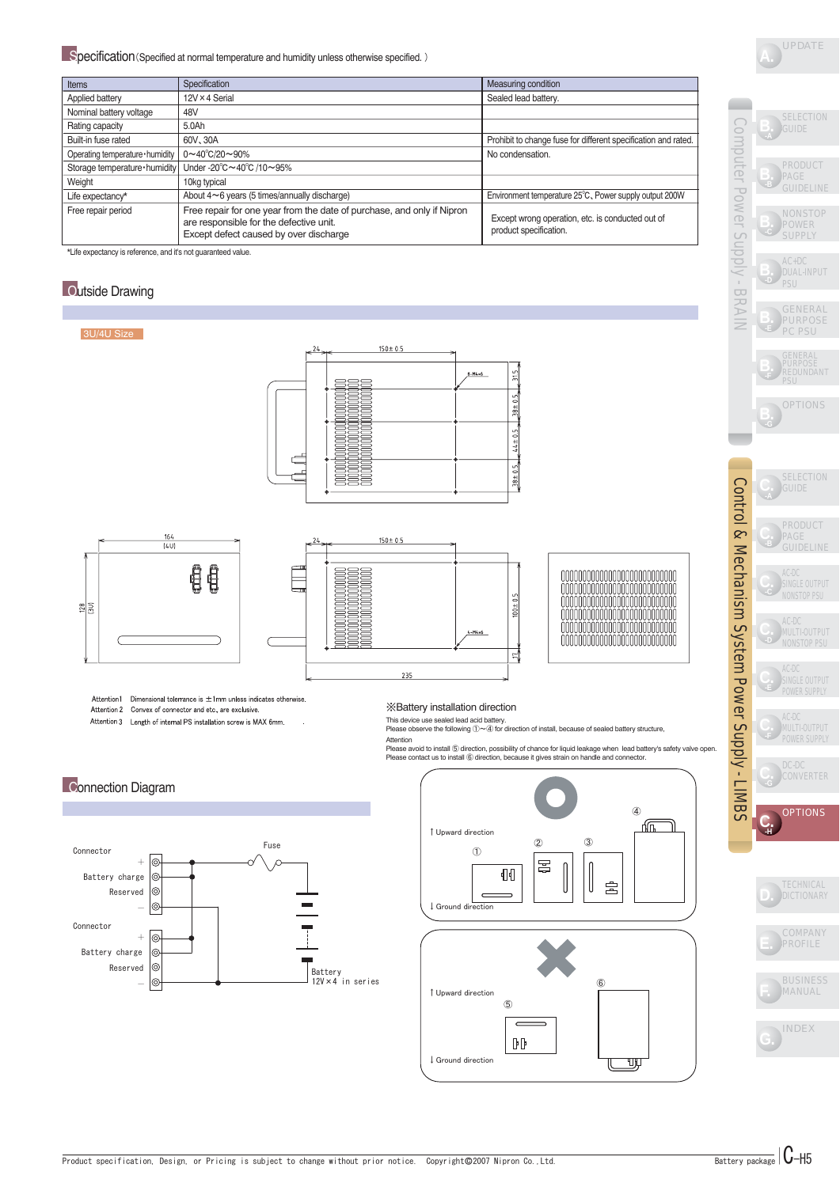## Specification (Specified at normal temperature and humidity unless otherwise specified. )

| Items | Specification | Measuring condition |
|---|---|---|
| Applied battery | 12V×4 Serial | Sealed lead battery. |
| Nominal battery voltage | 48V | |
| Rating capacity | 5.0Ah | |
| Built-in fuse rated | 60V、30A | Prohibit to change fuse for different specification and rated. |
| Operating temperature・humidity | 0～40℃/20～90% | No condensation. |
| Storage temperature・humidity | Under -20℃～40℃ /10～95% | |
| Weight | 10kg typical | |
| Life expectancy* | About 4～6 years (5 times/annually discharge) | Environment temperature 25℃, Power supply output 200W |
| Free repair period | Free repair for one year from the date of purchase, and only if Nipron are responsible for the defective unit. Except defect caused by over discharge | Except wrong operation, etc. is conducted out of product specification. |

*Life expectancy is reference, and it's not guaranteed value.

## Outside Drawing

3U/4U Size

24
150±0.5
31.5
38±0.5
44±0.5
38±0.5
164
[4U]
128
[3U]
24
150±0.5
100±0.5
17
235

Attention1 Dimensional tolerance is ±1mm unless indicates otherwise.
Attention 2 Convex of connector and etc., are exclusive.
Attention 3 Length of internal PS installation screw is MAX 6mm.

※Battery installation direction

This device use sealed lead acid battery.
Please observe the following ①～④ for direction of install, because of sealed battery structure.
Attention
Please avoid to install ⑤ direction, possibility of chance for liquid leakage when lead battery's safety valve open.
Please contact us to install ⑥ direction, because it gives strain on handle and connector.

↑Upward direction
① ② ③ ④
↓Ground direction

↑Upward direction
⑤ ⑥
↓Ground direction

## Connection Diagram

Connector
+
Battery charge
Reserved
−
Connector
+
Battery charge
Reserved
−
Fuse
Battery
12V×4 in series